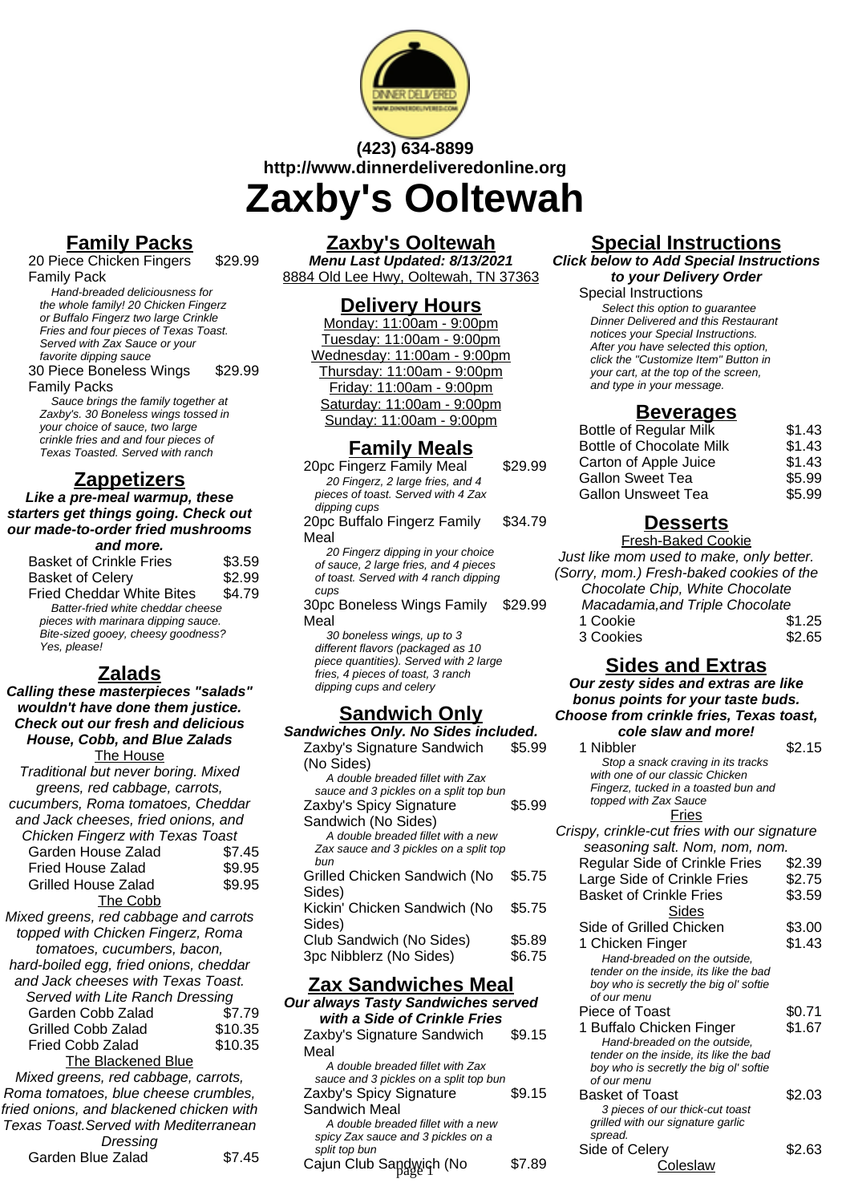(423) 634-8899
http://www.dinnerdeliveredonline.org

# Zaxby's Ooltewah

## Family Packs

20 Piece Chicken Fingers Family Pack — $29.99
*Hand-breaded deliciousness for the whole family! 20 Chicken Fingerz or Buffalo Fingerz two large Crinkle Fries and four pieces of Texas Toast. Served with Zax Sauce or your favorite dipping sauce*

30 Piece Boneless Wings Family Packs — $29.99
*Sauce brings the family together at Zaxby's. 30 Boneless wings tossed in your choice of sauce, two large crinkle fries and and four pieces of Texas Toasted. Served with ranch*

## Zappetizers

**Like a pre-meal warmup, these starters get things going. Check out our made-to-order fried mushrooms and more.**

| Item | Price |
|---|---|
| Basket of Crinkle Fries | $3.59 |
| Basket of Celery | $2.99 |
| Fried Cheddar White Bites | $4.79 |

*Batter-fried white cheddar cheese pieces with marinara dipping sauce. Bite-sized gooey, cheesy goodness? Yes, please!*

## Zalads

**Calling these masterpieces "salads" wouldn't have done them justice. Check out our fresh and delicious House, Cobb, and Blue Zalads**

### The House

*Traditional but never boring. Mixed greens, red cabbage, carrots, cucumbers, Roma tomatoes, Cheddar and Jack cheeses, fried onions, and Chicken Fingerz with Texas Toast*

| Item | Price |
|---|---|
| Garden House Zalad | $7.45 |
| Fried House Zalad | $9.95 |
| Grilled House Zalad | $9.95 |

### The Cobb

*Mixed greens, red cabbage and carrots topped with Chicken Fingerz, Roma tomatoes, cucumbers, bacon, hard-boiled egg, fried onions, cheddar and Jack cheeses with Texas Toast. Served with Lite Ranch Dressing*

| Item | Price |
|---|---|
| Garden Cobb Zalad | $7.79 |
| Grilled Cobb Zalad | $10.35 |
| Fried Cobb Zalad | $10.35 |

### The Blackened Blue

*Mixed greens, red cabbage, carrots, Roma tomatoes, blue cheese crumbles, fried onions, and blackened chicken with Texas Toast.Served with Mediterranean Dressing*

| Item | Price |
|---|---|
| Garden Blue Zalad | $7.45 |

## Zaxby's Ooltewah

**Menu Last Updated: 8/13/2021**
8884 Old Lee Hwy, Ooltewah, TN 37363

## Delivery Hours

Monday: 11:00am - 9:00pm
Tuesday: 11:00am - 9:00pm
Wednesday: 11:00am - 9:00pm
Thursday: 11:00am - 9:00pm
Friday: 11:00am - 9:00pm
Saturday: 11:00am - 9:00pm
Sunday: 11:00am - 9:00pm

## Family Meals

20pc Fingerz Family Meal — $29.99
*20 Fingerz, 2 large fries, and 4 pieces of toast. Served with 4 Zax dipping cups*

20pc Buffalo Fingerz Family Meal — $34.79
*20 Fingerz dipping in your choice of sauce, 2 large fries, and 4 pieces of toast. Served with 4 ranch dipping cups*

30pc Boneless Wings Family Meal — $29.99
*30 boneless wings, up to 3 different flavors (packaged as 10 piece quantities). Served with 2 large fries, 4 pieces of toast, 3 ranch dipping cups and celery*

## Sandwich Only

**Sandwiches Only. No Sides included.**

Zaxby's Signature Sandwich (No Sides) — $5.99
*A double breaded fillet with Zax sauce and 3 pickles on a split top bun*

Zaxby's Spicy Signature Sandwich (No Sides) — $5.99
*A double breaded fillet with a new Zax sauce and 3 pickles on a split top bun*

| Item | Price |
|---|---|
| Grilled Chicken Sandwich (No Sides) | $5.75 |
| Kickin' Chicken Sandwich (No Sides) | $5.75 |
| Club Sandwich (No Sides) | $5.89 |
| 3pc Nibblerz (No Sides) | $6.75 |

## Zax Sandwiches Meal

**Our always Tasty Sandwiches served with a Side of Crinkle Fries**

Zaxby's Signature Sandwich Meal — $9.15
*A double breaded fillet with Zax sauce and 3 pickles on a split top bun*

Zaxby's Spicy Signature Sandwich Meal — $9.15
*A double breaded fillet with a new spicy Zax sauce and 3 pickles on a split top bun*

Cajun Club Sandwich (No — $7.89

## Special Instructions

**Click below to Add Special Instructions to your Delivery Order**

Special Instructions
*Select this option to guarantee Dinner Delivered and this Restaurant notices your Special Instructions. After you have selected this option, click the "Customize Item" Button in your cart, at the top of the screen, and type in your message.*

## Beverages

| Item | Price |
|---|---|
| Bottle of Regular Milk | $1.43 |
| Bottle of Chocolate Milk | $1.43 |
| Carton of Apple Juice | $1.43 |
| Gallon Sweet Tea | $5.99 |
| Gallon Unsweet Tea | $5.99 |

## Desserts

### Fresh-Baked Cookie

*Just like mom used to make, only better. (Sorry, mom.) Fresh-baked cookies of the Chocolate Chip, White Chocolate Macadamia,and Triple Chocolate*

| Item | Price |
|---|---|
| 1 Cookie | $1.25 |
| 3 Cookies | $2.65 |

## Sides and Extras

**Our zesty sides and extras are like bonus points for your taste buds. Choose from crinkle fries, Texas toast, cole slaw and more!**

1 Nibbler — $2.15
*Stop a snack craving in its tracks with one of our classic Chicken Fingerz, tucked in a toasted bun and topped with Zax Sauce*

### Fries

*Crispy, crinkle-cut fries with our signature seasoning salt. Nom, nom, nom.*

| Item | Price |
|---|---|
| Regular Side of Crinkle Fries | $2.39 |
| Large Side of Crinkle Fries | $2.75 |
| Basket of Crinkle Fries | $3.59 |

### Sides

Side of Grilled Chicken — $3.00

1 Chicken Finger — $1.43
*Hand-breaded on the outside, tender on the inside, its like the bad boy who is secretly the big ol' softie of our menu*

Piece of Toast — $0.71

1 Buffalo Chicken Finger — $1.67
*Hand-breaded on the outside, tender on the inside, its like the bad boy who is secretly the big ol' softie of our menu*

Basket of Toast — $2.03
*3 pieces of our thick-cut toast grilled with our signature garlic spread.*

Side of Celery — $2.63

### Coleslaw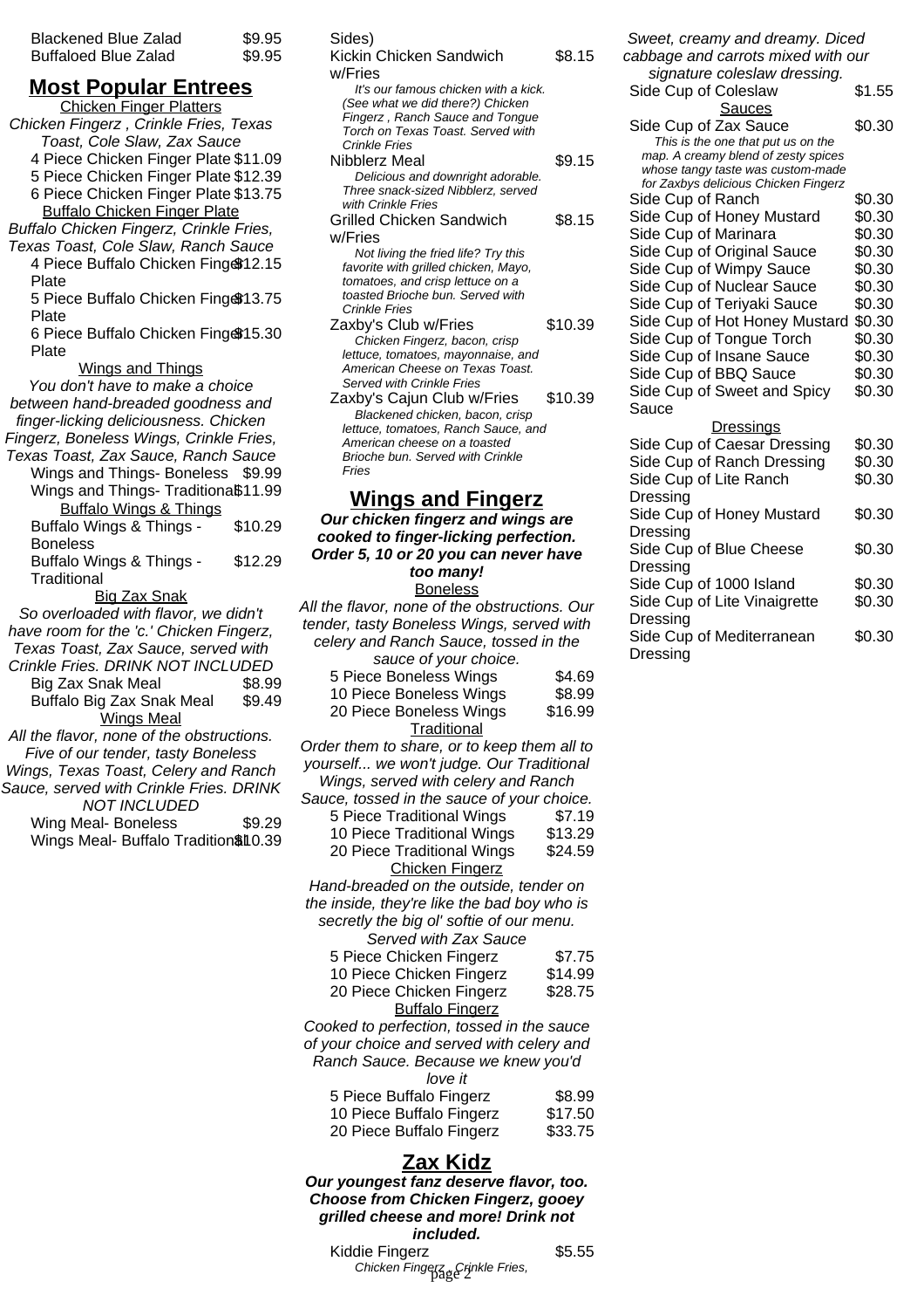| Item | Price |
|---|---|
| Blackened Blue Zalad | $9.95 |
| Buffaloed Blue Zalad | $9.95 |

## Most Popular Entrees

Chicken Finger Platters

*Chicken Fingerz , Crinkle Fries, Texas Toast, Cole Slaw, Zax Sauce*

| Item | Price |
|---|---|
| 4 Piece Chicken Finger Plate | $11.09 |
| 5 Piece Chicken Finger Plate | $12.39 |
| 6 Piece Chicken Finger Plate | $13.75 |

Buffalo Chicken Finger Plate

*Buffalo Chicken Fingerz, Crinkle Fries, Texas Toast, Cole Slaw, Ranch Sauce*

| Item | Price |
|---|---|
| 4 Piece Buffalo Chicken Finger Plate | $12.15 |
| 5 Piece Buffalo Chicken Finger Plate | $13.75 |
| 6 Piece Buffalo Chicken Finger Plate | $15.30 |

Wings and Things

*You don't have to make a choice between hand-breaded goodness and finger-licking deliciousness. Chicken Fingerz, Boneless Wings, Crinkle Fries, Texas Toast, Zax Sauce, Ranch Sauce*

| Item | Price |
|---|---|
| Wings and Things- Boneless | $9.99 |
| Wings and Things- Traditional | $11.99 |

Buffalo Wings & Things

| Item | Price |
|---|---|
| Buffalo Wings & Things - Boneless | $10.29 |
| Buffalo Wings & Things - Traditional | $12.29 |

Big Zax Snak

*So overloaded with flavor, we didn't have room for the 'c.' Chicken Fingerz, Texas Toast, Zax Sauce, served with Crinkle Fries. DRINK NOT INCLUDED*

| Item | Price |
|---|---|
| Big Zax Snak Meal | $8.99 |
| Buffalo Big Zax Snak Meal | $9.49 |

Wings Meal

*All the flavor, none of the obstructions. Five of our tender, tasty Boneless Wings, Texas Toast, Celery and Ranch Sauce, served with Crinkle Fries. DRINK NOT INCLUDED*

| Item | Price |
|---|---|
| Wing Meal- Boneless | $9.29 |
| Wings Meal- Buffalo Traditional | $10.39 |

Sides)

| Item | Price |
|---|---|
| Kickin Chicken Sandwich w/Fries | $8.15 |

*It's our famous chicken with a kick. (See what we did there?) Chicken Fingerz , Ranch Sauce and Tongue Torch on Texas Toast. Served with Crinkle Fries*

| Item | Price |
|---|---|
| Nibblerz Meal | $9.15 |

*Delicious and downright adorable. Three snack-sized Nibblerz, served with Crinkle Fries*

| Item | Price |
|---|---|
| Grilled Chicken Sandwich w/Fries | $8.15 |

*Not living the fried life? Try this favorite with grilled chicken, Mayo, tomatoes, and crisp lettuce on a toasted Brioche bun. Served with Crinkle Fries*

| Item | Price |
|---|---|
| Zaxby's Club w/Fries | $10.39 |

*Chicken Fingerz, bacon, crisp lettuce, tomatoes, mayonnaise, and American Cheese on Texas Toast. Served with Crinkle Fries*

| Item | Price |
|---|---|
| Zaxby's Cajun Club w/Fries | $10.39 |

*Blackened chicken, bacon, crisp lettuce, tomatoes, Ranch Sauce, and American cheese on a toasted Brioche bun. Served with Crinkle Fries*

## Wings and Fingerz

***Our chicken fingerz and wings are cooked to finger-licking perfection. Order 5, 10 or 20 you can never have too many!***

Boneless

*All the flavor, none of the obstructions. Our tender, tasty Boneless Wings, served with celery and Ranch Sauce, tossed in the sauce of your choice.*

| Item | Price |
|---|---|
| 5 Piece Boneless Wings | $4.69 |
| 10 Piece Boneless Wings | $8.99 |
| 20 Piece Boneless Wings | $16.99 |

Traditional

*Order them to share, or to keep them all to yourself... we won't judge. Our Traditional Wings, served with celery and Ranch Sauce, tossed in the sauce of your choice.*

| Item | Price |
|---|---|
| 5 Piece Traditional Wings | $7.19 |
| 10 Piece Traditional Wings | $13.29 |
| 20 Piece Traditional Wings | $24.59 |

Chicken Fingerz

*Hand-breaded on the outside, tender on the inside, they're like the bad boy who is secretly the big ol' softie of our menu. Served with Zax Sauce*

| Item | Price |
|---|---|
| 5 Piece Chicken Fingerz | $7.75 |
| 10 Piece Chicken Fingerz | $14.99 |
| 20 Piece Chicken Fingerz | $28.75 |

Buffalo Fingerz

*Cooked to perfection, tossed in the sauce of your choice and served with celery and Ranch Sauce. Because we knew you'd love it*

| Item | Price |
|---|---|
| 5 Piece Buffalo Fingerz | $8.99 |
| 10 Piece Buffalo Fingerz | $17.50 |
| 20 Piece Buffalo Fingerz | $33.75 |

## Zax Kidz

***Our youngest fanz deserve flavor, too. Choose from Chicken Fingerz, gooey grilled cheese and more! Drink not included.***

| Item | Price |
|---|---|
| Kiddie Fingerz | $5.55 |

*Chicken Fingerz , Crinkle Fries,*

*Sweet, creamy and dreamy. Diced cabbage and carrots mixed with our signature coleslaw dressing.*

| Item | Price |
|---|---|
| Side Cup of Coleslaw | $1.55 |

Sauces

| Item | Price |
|---|---|
| Side Cup of Zax Sauce | $0.30 |

*This is the one that put us on the map. A creamy blend of zesty spices whose tangy taste was custom-made for Zaxbys delicious Chicken Fingerz*

| Item | Price |
|---|---|
| Side Cup of Ranch | $0.30 |
| Side Cup of Honey Mustard | $0.30 |
| Side Cup of Marinara | $0.30 |
| Side Cup of Original Sauce | $0.30 |
| Side Cup of Wimpy Sauce | $0.30 |
| Side Cup of Nuclear Sauce | $0.30 |
| Side Cup of Teriyaki Sauce | $0.30 |
| Side Cup of Hot Honey Mustard | $0.30 |
| Side Cup of Tongue Torch | $0.30 |
| Side Cup of Insane Sauce | $0.30 |
| Side Cup of BBQ Sauce | $0.30 |
| Side Cup of Sweet and Spicy Sauce | $0.30 |

Dressings

| Item | Price |
|---|---|
| Side Cup of Caesar Dressing | $0.30 |
| Side Cup of Ranch Dressing | $0.30 |
| Side Cup of Lite Ranch Dressing | $0.30 |
| Side Cup of Honey Mustard Dressing | $0.30 |
| Side Cup of Blue Cheese Dressing | $0.30 |
| Side Cup of 1000 Island | $0.30 |
| Side Cup of Lite Vinaigrette Dressing | $0.30 |
| Side Cup of Mediterranean Dressing | $0.30 |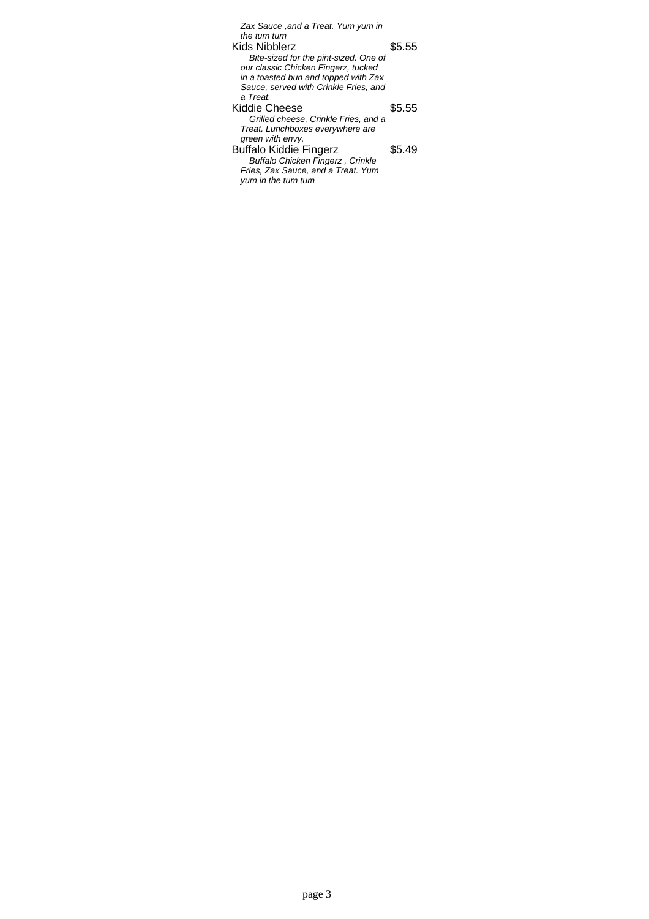*Zax Sauce ,and a Treat. Yum yum in the tum tum*

Kids Nibblerz $5.55

*Bite-sized for the pint-sized. One of our classic Chicken Fingerz, tucked in a toasted bun and topped with Zax Sauce, served with Crinkle Fries, and a Treat.*

Kiddie Cheese $5.55

*Grilled cheese, Crinkle Fries, and a Treat. Lunchboxes everywhere are green with envy.*

Buffalo Kiddie Fingerz $5.49

*Buffalo Chicken Fingerz , Crinkle Fries, Zax Sauce, and a Treat. Yum yum in the tum tum*